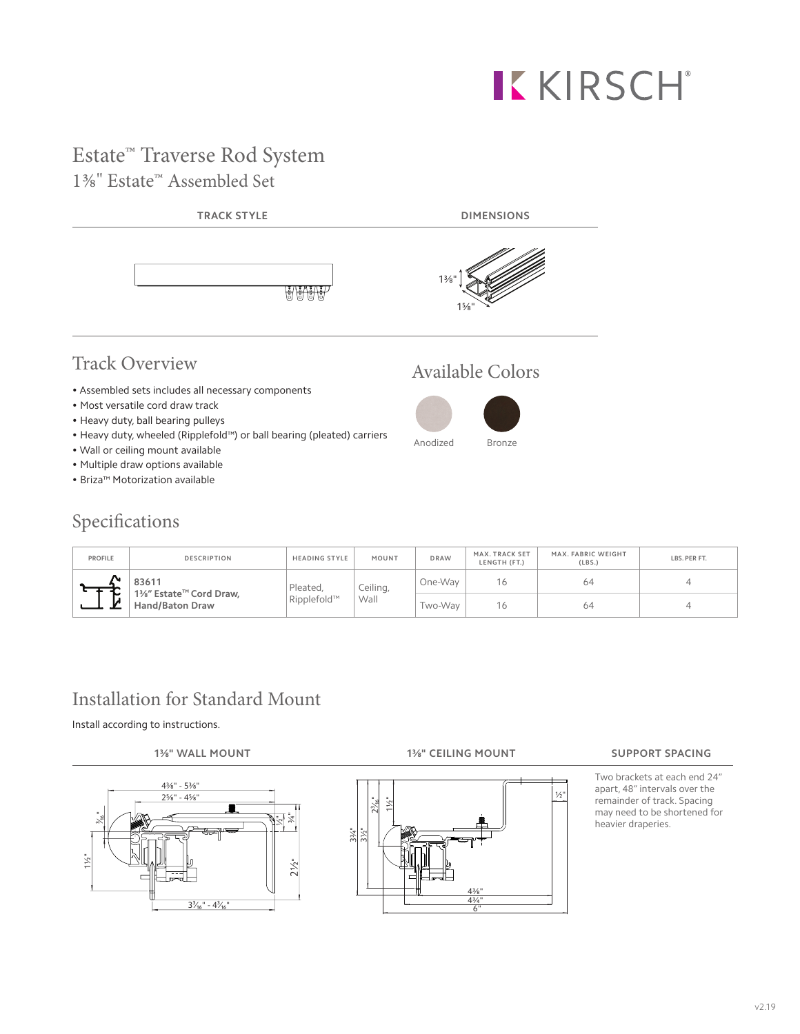KIRSCH®

# Estate™ Traverse Rod System

## 1⅜" Estate™ Assembled Set

TRACK STYLE | DIMENSIONS

1⅜"

1⅝"

## Track Overview

- Assembled sets includes all necessary components
- Most versatile cord draw track
- Heavy duty, ball bearing pulleys
- Heavy duty, wheeled (Ripplefold™) or ball bearing (pleated) carriers
- Wall or ceiling mount available
- Multiple draw options available
- Briza™ Motorization available

## Available Colors

Anodized

Bronze

## Specifications

| PROFILE | DESCRIPTION | HEADING STYLE | MOUNT | DRAW | MAX. TRACK SET LENGTH (FT.) | MAX. FABRIC WEIGHT (LBS.) | LBS. PER FT. |
|---|---|---|---|---|---|---|---|
| | **83611 1⅜" Estate™ Cord Draw, Hand/Baton Draw** | Pleated, Ripplefold™ | Ceiling, Wall | One-Way | 16 | 64 | 4 |
| | | | | Two-Way | 16 | 64 | 4 |

## Installation for Standard Mount

Install according to instructions.

**1⅜" WALL MOUNT**

4⅜" - 5⅜"

2⅝" - 4⅝"

3⁄16" - 4³⁄16"

1½"

2½"

¾"

½"

**1⅜" CEILING MOUNT**

3¾"

3½"

2¾"

1½"

½"

4⅜"

4¾"

6"

**SUPPORT SPACING**

Two brackets at each end 24" apart, 48" intervals over the remainder of track. Spacing may need to be shortened for heavier draperies.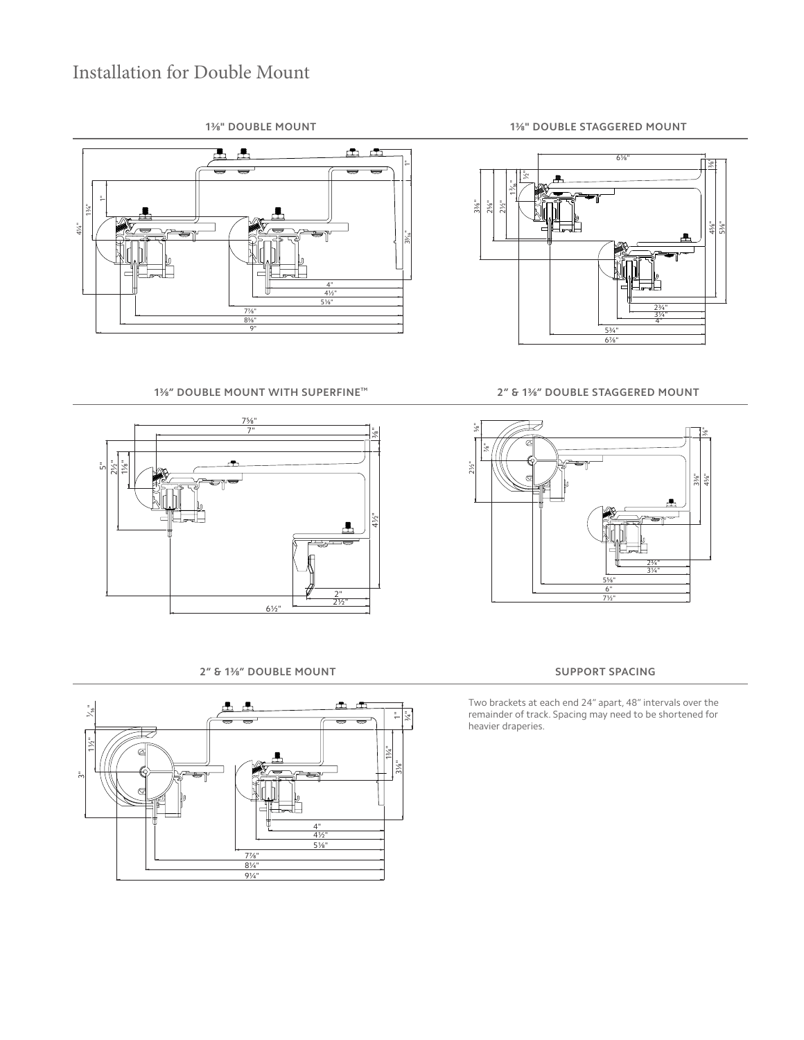# Installation for Double Mount

## 1⅜" DOUBLE MOUNT

## 1⅜" DOUBLE STAGGERED MOUNT

## 1⅜" DOUBLE MOUNT WITH SUPERFINE™

## 2" & 1⅜" DOUBLE STAGGERED MOUNT

## 2" & 1⅜" DOUBLE MOUNT

## SUPPORT SPACING

Two brackets at each end 24" apart, 48" intervals over the remainder of track. Spacing may need to be shortened for heavier draperies.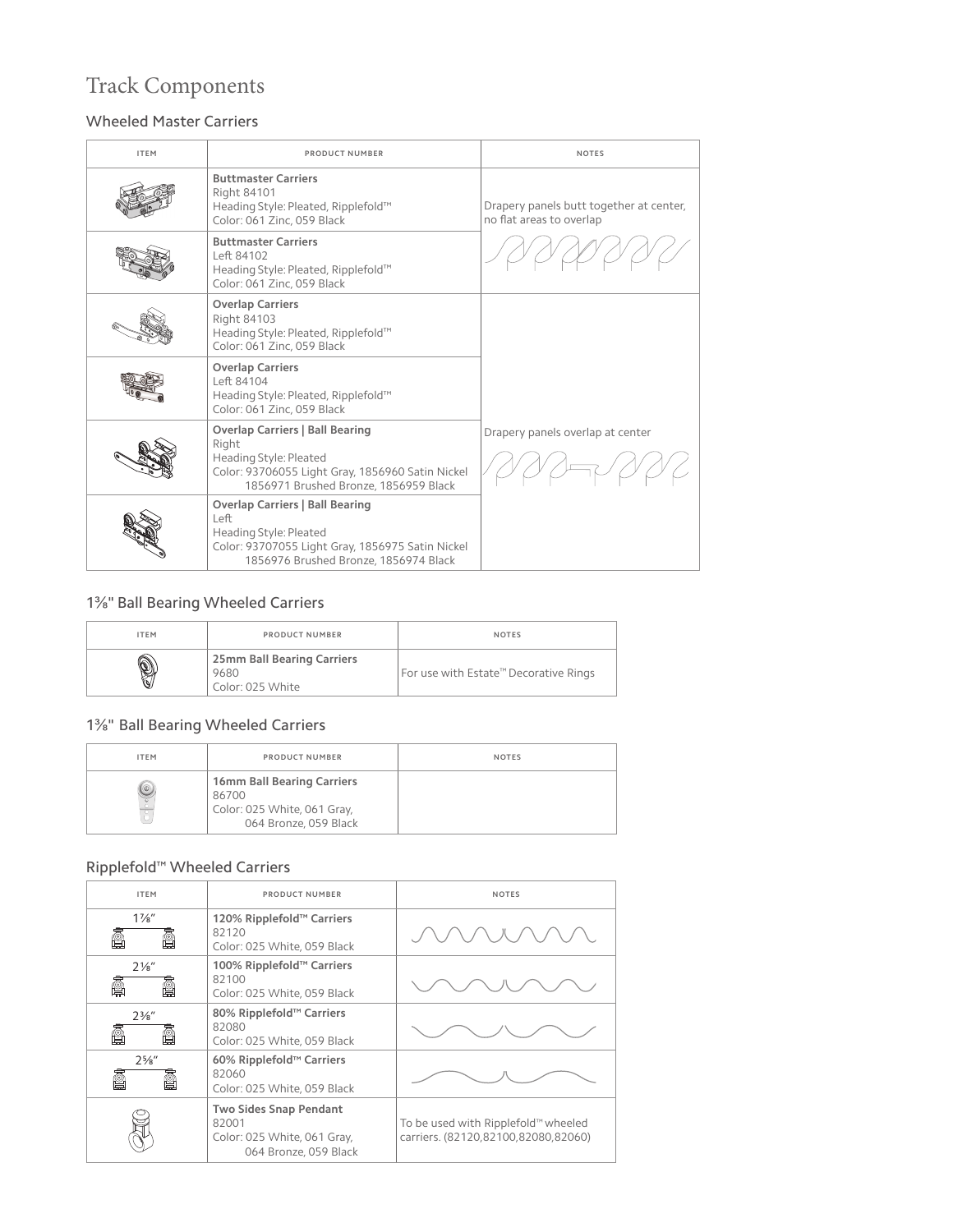# Track Components

## Wheeled Master Carriers

| ITEM | PRODUCT NUMBER | NOTES |
|---|---|---|
| | **Buttmaster Carriers**<br>Right 84101<br>Heading Style: Pleated, Ripplefold™<br>Color: 061 Zinc, 059 Black | Drapery panels butt together at center, no flat areas to overlap |
| | **Buttmaster Carriers**<br>Left 84102<br>Heading Style: Pleated, Ripplefold™<br>Color: 061 Zinc, 059 Black | |
| | **Overlap Carriers**<br>Right 84103<br>Heading Style: Pleated, Ripplefold™<br>Color: 061 Zinc, 059 Black | Drapery panels overlap at center |
| | **Overlap Carriers**<br>Left 84104<br>Heading Style: Pleated, Ripplefold™<br>Color: 061 Zinc, 059 Black | |
| | **Overlap Carriers \| Ball Bearing**<br>Right<br>Heading Style: Pleated<br>Color: 93706055 Light Gray, 1856960 Satin Nickel<br>1856971 Brushed Bronze, 1856959 Black | |
| | **Overlap Carriers \| Ball Bearing**<br>Left<br>Heading Style: Pleated<br>Color: 93707055 Light Gray, 1856975 Satin Nickel<br>1856976 Brushed Bronze, 1856974 Black | |

## 1⅜" Ball Bearing Wheeled Carriers

| ITEM | PRODUCT NUMBER | NOTES |
|---|---|---|
| | **25mm Ball Bearing Carriers**<br>9680<br>Color: 025 White | For use with Estate™ Decorative Rings |

## 1⅜" Ball Bearing Wheeled Carriers

| ITEM | PRODUCT NUMBER | NOTES |
|---|---|---|
| | **16mm Ball Bearing Carriers**<br>86700<br>Color: 025 White, 061 Gray,<br>064 Bronze, 059 Black | |

## Ripplefold™ Wheeled Carriers

| ITEM | PRODUCT NUMBER | NOTES |
|---|---|---|
| 1⅞" | **120% Ripplefold™ Carriers**<br>82120<br>Color: 025 White, 059 Black | |
| 2⅛" | **100% Ripplefold™ Carriers**<br>82100<br>Color: 025 White, 059 Black | |
| 2⅜" | **80% Ripplefold™ Carriers**<br>82080<br>Color: 025 White, 059 Black | |
| 2⅝" | **60% Ripplefold™ Carriers**<br>82060<br>Color: 025 White, 059 Black | |
| | **Two Sides Snap Pendant**<br>82001<br>Color: 025 White, 061 Gray,<br>064 Bronze, 059 Black | To be used with Ripplefold™ wheeled carriers. (82120,82100,82080,82060) |